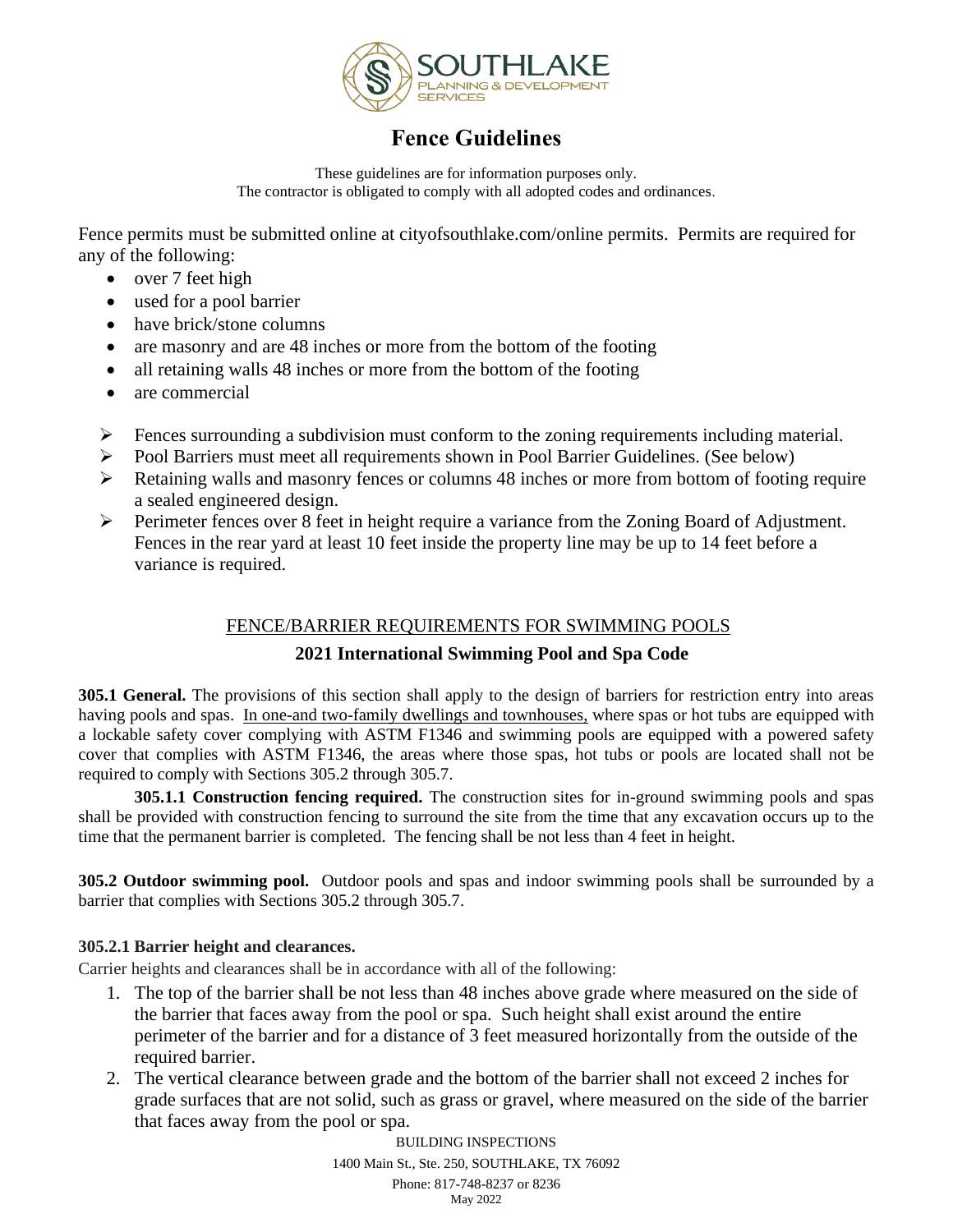# Fence Guidelines

These guidelines are for information purposes only.
The contractor is obligated to comply with all adopted codes and ordinances.

Fence permits must be submitted online at cityofsouthlake.com/online permits. Permits are required for any of the following:

- over 7 feet high
- used for a pool barrier
- have brick/stone columns
- are masonry and are 48 inches or more from the bottom of the footing
- all retaining walls 48 inches or more from the bottom of the footing
- are commercial

- Fences surrounding a subdivision must conform to the zoning requirements including material.
- Pool Barriers must meet all requirements shown in Pool Barrier Guidelines. (See below)
- Retaining walls and masonry fences or columns 48 inches or more from bottom of footing require a sealed engineered design.
- Perimeter fences over 8 feet in height require a variance from the Zoning Board of Adjustment. Fences in the rear yard at least 10 feet inside the property line may be up to 14 feet before a variance is required.

## FENCE/BARRIER REQUIREMENTS FOR SWIMMING POOLS

### 2021 International Swimming Pool and Spa Code

**305.1 General.** The provisions of this section shall apply to the design of barriers for restriction entry into areas having pools and spas. In one-and two-family dwellings and townhouses, where spas or hot tubs are equipped with a lockable safety cover complying with ASTM F1346 and swimming pools are equipped with a powered safety cover that complies with ASTM F1346, the areas where those spas, hot tubs or pools are located shall not be required to comply with Sections 305.2 through 305.7.

**305.1.1 Construction fencing required.** The construction sites for in-ground swimming pools and spas shall be provided with construction fencing to surround the site from the time that any excavation occurs up to the time that the permanent barrier is completed. The fencing shall be not less than 4 feet in height.

**305.2 Outdoor swimming pool.** Outdoor pools and spas and indoor swimming pools shall be surrounded by a barrier that complies with Sections 305.2 through 305.7.

**305.2.1 Barrier height and clearances.**

Carrier heights and clearances shall be in accordance with all of the following:

1. The top of the barrier shall be not less than 48 inches above grade where measured on the side of the barrier that faces away from the pool or spa. Such height shall exist around the entire perimeter of the barrier and for a distance of 3 feet measured horizontally from the outside of the required barrier.
2. The vertical clearance between grade and the bottom of the barrier shall not exceed 2 inches for grade surfaces that are not solid, such as grass or gravel, where measured on the side of the barrier that faces away from the pool or spa.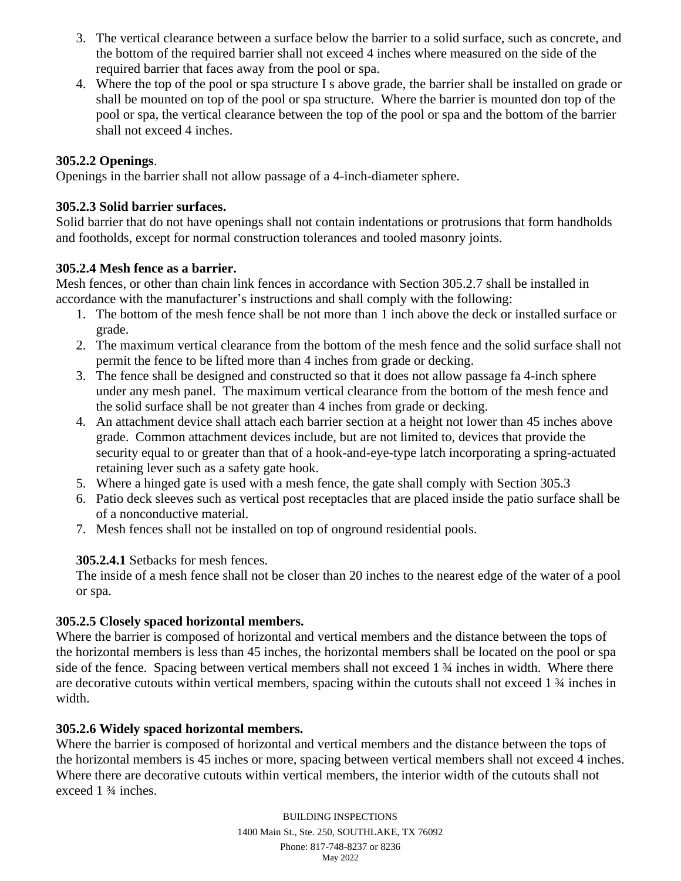3. The vertical clearance between a surface below the barrier to a solid surface, such as concrete, and the bottom of the required barrier shall not exceed 4 inches where measured on the side of the required barrier that faces away from the pool or spa.
4. Where the top of the pool or spa structure I s above grade, the barrier shall be installed on grade or shall be mounted on top of the pool or spa structure. Where the barrier is mounted don top of the pool or spa, the vertical clearance between the top of the pool or spa and the bottom of the barrier shall not exceed 4 inches.

**305.2.2 Openings**.
Openings in the barrier shall not allow passage of a 4-inch-diameter sphere.

**305.2.3 Solid barrier surfaces.**
Solid barrier that do not have openings shall not contain indentations or protrusions that form handholds and footholds, except for normal construction tolerances and tooled masonry joints.

**305.2.4 Mesh fence as a barrier.**
Mesh fences, or other than chain link fences in accordance with Section 305.2.7 shall be installed in accordance with the manufacturer's instructions and shall comply with the following:

1. The bottom of the mesh fence shall be not more than 1 inch above the deck or installed surface or grade.
2. The maximum vertical clearance from the bottom of the mesh fence and the solid surface shall not permit the fence to be lifted more than 4 inches from grade or decking.
3. The fence shall be designed and constructed so that it does not allow passage fa 4-inch sphere under any mesh panel. The maximum vertical clearance from the bottom of the mesh fence and the solid surface shall be not greater than 4 inches from grade or decking.
4. An attachment device shall attach each barrier section at a height not lower than 45 inches above grade. Common attachment devices include, but are not limited to, devices that provide the security equal to or greater than that of a hook-and-eye-type latch incorporating a spring-actuated retaining lever such as a safety gate hook.
5. Where a hinged gate is used with a mesh fence, the gate shall comply with Section 305.3
6. Patio deck sleeves such as vertical post receptacles that are placed inside the patio surface shall be of a nonconductive material.
7. Mesh fences shall not be installed on top of onground residential pools.

**305.2.4.1** Setbacks for mesh fences.
The inside of a mesh fence shall not be closer than 20 inches to the nearest edge of the water of a pool or spa.

**305.2.5 Closely spaced horizontal members.**
Where the barrier is composed of horizontal and vertical members and the distance between the tops of the horizontal members is less than 45 inches, the horizontal members shall be located on the pool or spa side of the fence. Spacing between vertical members shall not exceed 1 ¾ inches in width. Where there are decorative cutouts within vertical members, spacing within the cutouts shall not exceed 1 ¾ inches in width.

**305.2.6 Widely spaced horizontal members.**
Where the barrier is composed of horizontal and vertical members and the distance between the tops of the horizontal members is 45 inches or more, spacing between vertical members shall not exceed 4 inches. Where there are decorative cutouts within vertical members, the interior width of the cutouts shall not exceed 1 ¾ inches.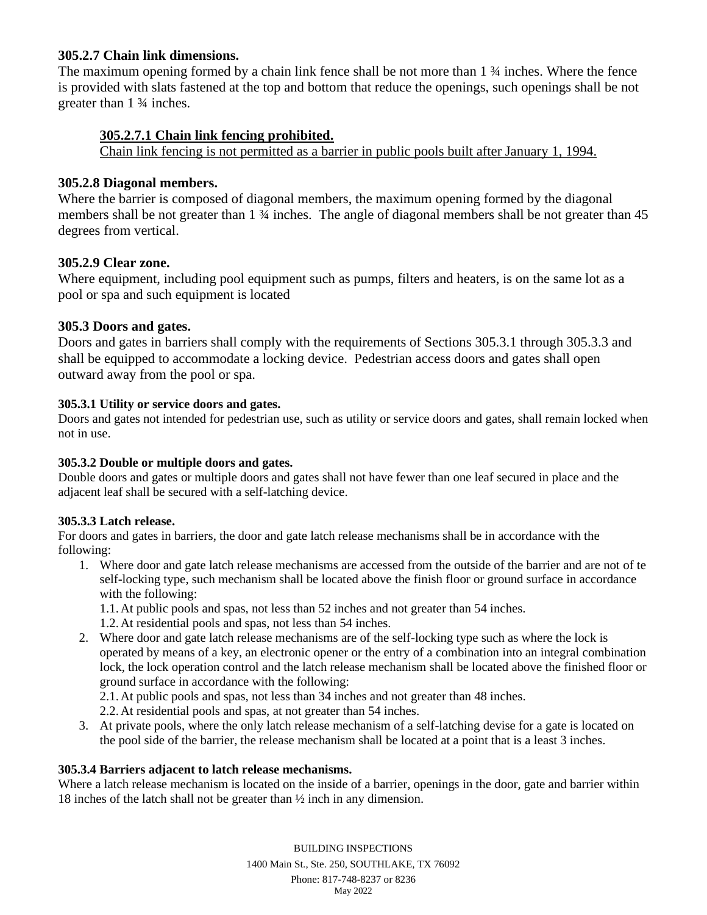**305.2.7 Chain link dimensions.**
The maximum opening formed by a chain link fence shall be not more than 1 ¾ inches. Where the fence is provided with slats fastened at the top and bottom that reduce the openings, such openings shall be not greater than 1 ¾ inches.

> <u>**305.2.7.1 Chain link fencing prohibited.**</u>
> <u>Chain link fencing is not permitted as a barrier in public pools built after January 1, 1994.</u>

**305.2.8 Diagonal members.**
Where the barrier is composed of diagonal members, the maximum opening formed by the diagonal members shall be not greater than 1 ¾ inches. The angle of diagonal members shall be not greater than 45 degrees from vertical.

**305.2.9 Clear zone.**
Where equipment, including pool equipment such as pumps, filters and heaters, is on the same lot as a pool or spa and such equipment is located

**305.3 Doors and gates.**
Doors and gates in barriers shall comply with the requirements of Sections 305.3.1 through 305.3.3 and shall be equipped to accommodate a locking device. Pedestrian access doors and gates shall open outward away from the pool or spa.

**305.3.1 Utility or service doors and gates.**
Doors and gates not intended for pedestrian use, such as utility or service doors and gates, shall remain locked when not in use.

**305.3.2 Double or multiple doors and gates.**
Double doors and gates or multiple doors and gates shall not have fewer than one leaf secured in place and the adjacent leaf shall be secured with a self-latching device.

**305.3.3 Latch release.**
For doors and gates in barriers, the door and gate latch release mechanisms shall be in accordance with the following:

1. Where door and gate latch release mechanisms are accessed from the outside of the barrier and are not of te self-locking type, such mechanism shall be located above the finish floor or ground surface in accordance with the following:
   1.1. At public pools and spas, not less than 52 inches and not greater than 54 inches.
   1.2. At residential pools and spas, not less than 54 inches.
2. Where door and gate latch release mechanisms are of the self-locking type such as where the lock is operated by means of a key, an electronic opener or the entry of a combination into an integral combination lock, the lock operation control and the latch release mechanism shall be located above the finished floor or ground surface in accordance with the following:
   2.1. At public pools and spas, not less than 34 inches and not greater than 48 inches.
   2.2. At residential pools and spas, at not greater than 54 inches.
3. At private pools, where the only latch release mechanism of a self-latching devise for a gate is located on the pool side of the barrier, the release mechanism shall be located at a point that is a least 3 inches.

**305.3.4 Barriers adjacent to latch release mechanisms.**
Where a latch release mechanism is located on the inside of a barrier, openings in the door, gate and barrier within 18 inches of the latch shall not be greater than ½ inch in any dimension.

BUILDING INSPECTIONS
1400 Main St., Ste. 250, SOUTHLAKE, TX 76092
Phone: 817-748-8237 or 8236
May 2022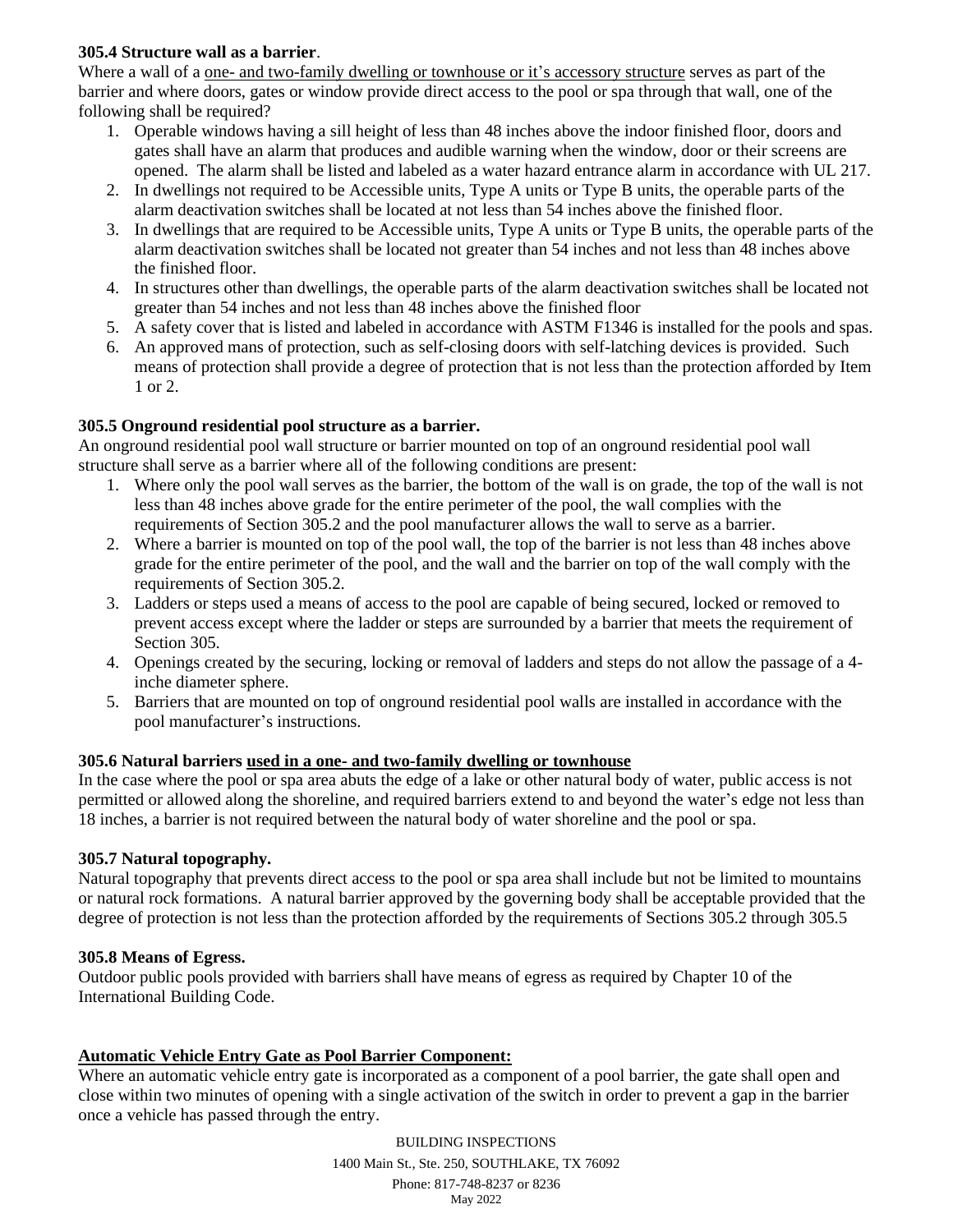**305.4 Structure wall as a barrier**.

Where a wall of a <u>one- and two-family dwelling or townhouse or it's accessory structure</u> serves as part of the barrier and where doors, gates or window provide direct access to the pool or spa through that wall, one of the following shall be required?

1. Operable windows having a sill height of less than 48 inches above the indoor finished floor, doors and gates shall have an alarm that produces and audible warning when the window, door or their screens are opened. The alarm shall be listed and labeled as a water hazard entrance alarm in accordance with UL 217.
2. In dwellings not required to be Accessible units, Type A units or Type B units, the operable parts of the alarm deactivation switches shall be located at not less than 54 inches above the finished floor.
3. In dwellings that are required to be Accessible units, Type A units or Type B units, the operable parts of the alarm deactivation switches shall be located not greater than 54 inches and not less than 48 inches above the finished floor.
4. In structures other than dwellings, the operable parts of the alarm deactivation switches shall be located not greater than 54 inches and not less than 48 inches above the finished floor
5. A safety cover that is listed and labeled in accordance with ASTM F1346 is installed for the pools and spas.
6. An approved mans of protection, such as self-closing doors with self-latching devices is provided. Such means of protection shall provide a degree of protection that is not less than the protection afforded by Item 1 or 2.

**305.5 Onground residential pool structure as a barrier.**

An onground residential pool wall structure or barrier mounted on top of an onground residential pool wall structure shall serve as a barrier where all of the following conditions are present:

1. Where only the pool wall serves as the barrier, the bottom of the wall is on grade, the top of the wall is not less than 48 inches above grade for the entire perimeter of the pool, the wall complies with the requirements of Section 305.2 and the pool manufacturer allows the wall to serve as a barrier.
2. Where a barrier is mounted on top of the pool wall, the top of the barrier is not less than 48 inches above grade for the entire perimeter of the pool, and the wall and the barrier on top of the wall comply with the requirements of Section 305.2.
3. Ladders or steps used a means of access to the pool are capable of being secured, locked or removed to prevent access except where the ladder or steps are surrounded by a barrier that meets the requirement of Section 305.
4. Openings created by the securing, locking or removal of ladders and steps do not allow the passage of a 4-inche diameter sphere.
5. Barriers that are mounted on top of onground residential pool walls are installed in accordance with the pool manufacturer's instructions.

**305.6 Natural barriers <u>used in a one- and two-family dwelling or townhouse</u>**

In the case where the pool or spa area abuts the edge of a lake or other natural body of water, public access is not permitted or allowed along the shoreline, and required barriers extend to and beyond the water's edge not less than 18 inches, a barrier is not required between the natural body of water shoreline and the pool or spa.

**305.7 Natural topography.**

Natural topography that prevents direct access to the pool or spa area shall include but not be limited to mountains or natural rock formations. A natural barrier approved by the governing body shall be acceptable provided that the degree of protection is not less than the protection afforded by the requirements of Sections 305.2 through 305.5

**305.8 Means of Egress.**

Outdoor public pools provided with barriers shall have means of egress as required by Chapter 10 of the International Building Code.

**<u>Automatic Vehicle Entry Gate as Pool Barrier Component:</u>**

Where an automatic vehicle entry gate is incorporated as a component of a pool barrier, the gate shall open and close within two minutes of opening with a single activation of the switch in order to prevent a gap in the barrier once a vehicle has passed through the entry.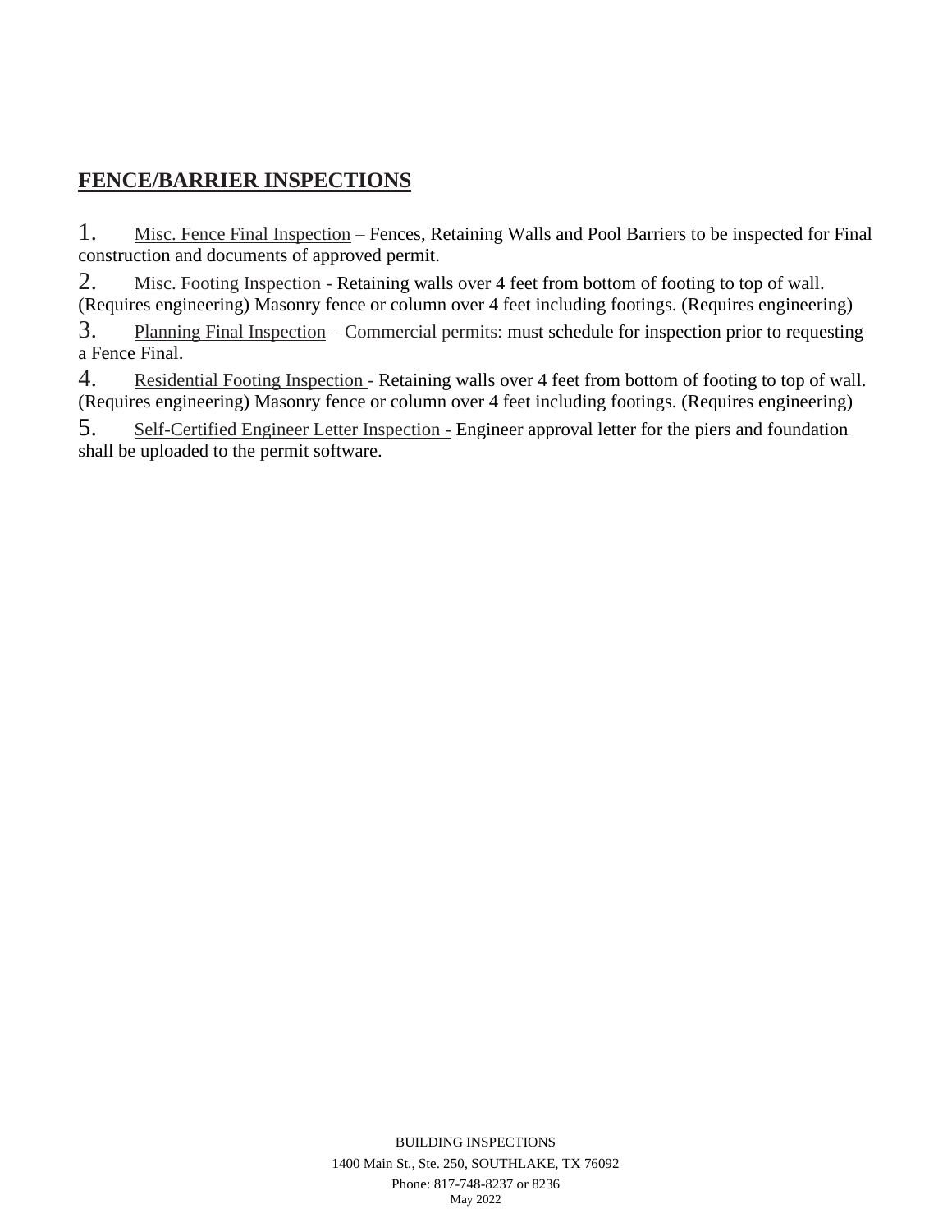## FENCE/BARRIER INSPECTIONS

1. Misc. Fence Final Inspection – Fences, Retaining Walls and Pool Barriers to be inspected for Final construction and documents of approved permit.
2. Misc. Footing Inspection - Retaining walls over 4 feet from bottom of footing to top of wall. (Requires engineering) Masonry fence or column over 4 feet including footings. (Requires engineering)
3. Planning Final Inspection – Commercial permits: must schedule for inspection prior to requesting a Fence Final.
4. Residential Footing Inspection - Retaining walls over 4 feet from bottom of footing to top of wall. (Requires engineering) Masonry fence or column over 4 feet including footings. (Requires engineering)
5. Self-Certified Engineer Letter Inspection - Engineer approval letter for the piers and foundation shall be uploaded to the permit software.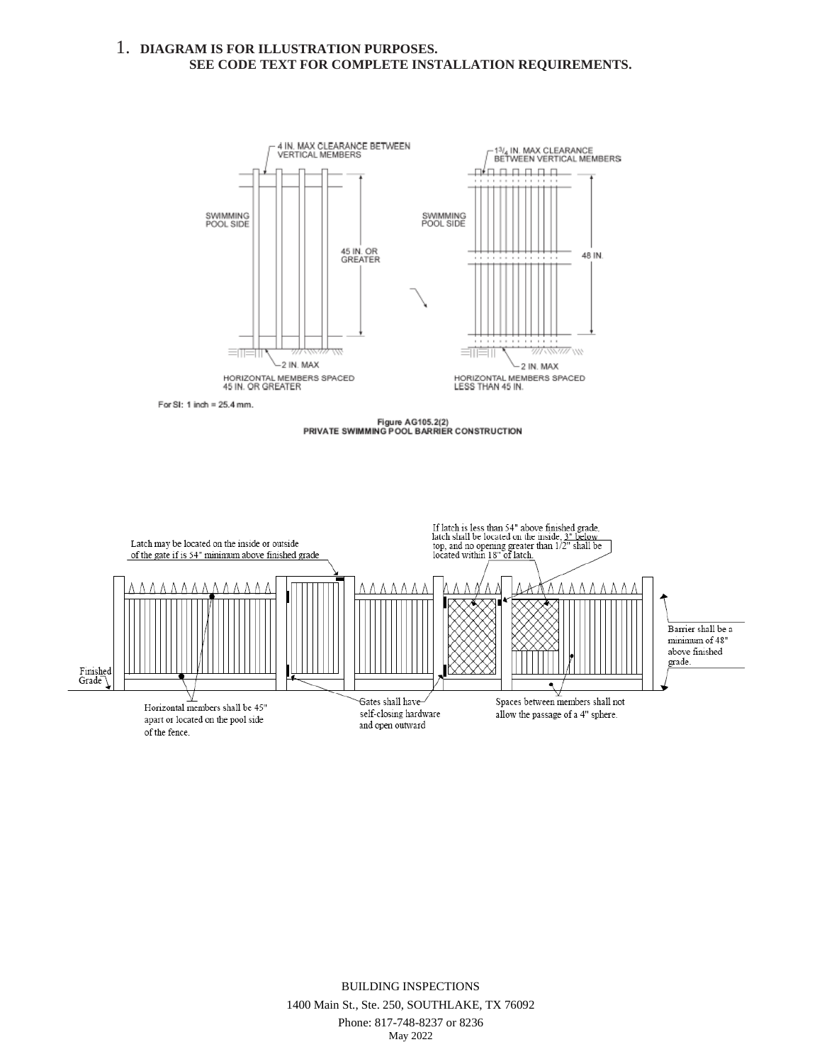1. **DIAGRAM IS FOR ILLUSTRATION PURPOSES.**
   **SEE CODE TEXT FOR COMPLETE INSTALLATION REQUIREMENTS.**

4 IN. MAX CLEARANCE BETWEEN VERTICAL MEMBERS

SWIMMING POOL SIDE

45 IN. OR GREATER

2 IN. MAX

HORIZONTAL MEMBERS SPACED 45 IN. OR GREATER

1 3/4 IN. MAX CLEARANCE BETWEEN VERTICAL MEMBERS

SWIMMING POOL SIDE

48 IN.

2 IN. MAX

HORIZONTAL MEMBERS SPACED LESS THAN 45 IN.

For SI: 1 inch = 25.4 mm.

**Figure AG105.2(2)**
**PRIVATE SWIMMING POOL BARRIER CONSTRUCTION**

Latch may be located on the inside or outside of the gate if is 54" minimum above finished grade

If latch is less than 54" above finished grade, latch shall be located on the inside, 3" below top, and no opening greater than 1/2" shall be located within 18" of latch.

Barrier shall be a minimum of 48" above finished grade.

Finished Grade

Horizontal members shall be 45" apart or located on the pool side of the fence.

Gates shall have self-closing hardware and open outward

Spaces between members shall not allow the passage of a 4" sphere.

BUILDING INSPECTIONS
1400 Main St., Ste. 250, SOUTHLAKE, TX 76092
Phone: 817-748-8237 or 8236
May 2022